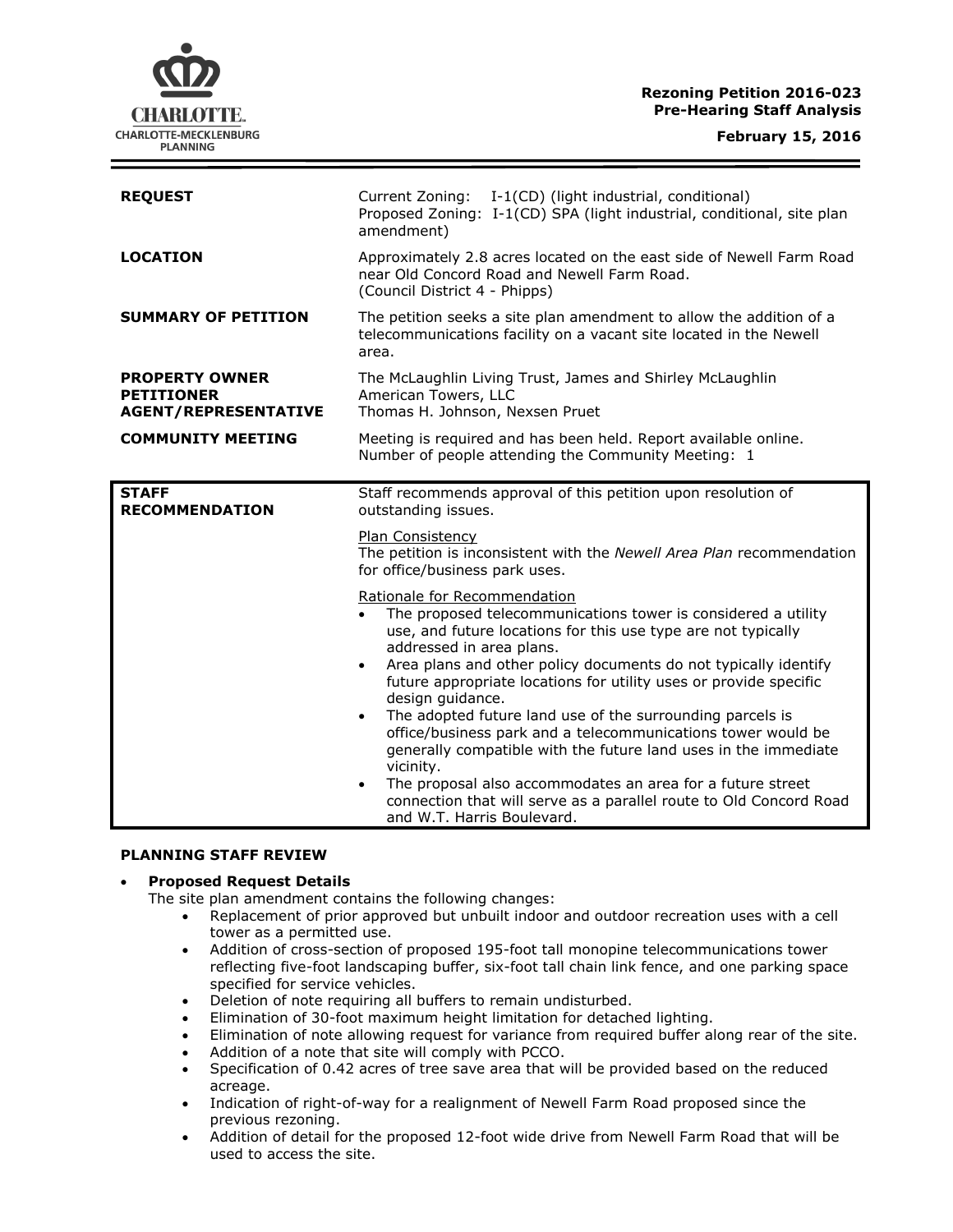**Rezoning Petition 2016-023**
**Pre-Hearing Staff Analysis**

**February 15, 2016**

| | |
|---|---|
| **REQUEST** | Current Zoning: I-1(CD) (light industrial, conditional)<br>Proposed Zoning: I-1(CD) SPA (light industrial, conditional, site plan amendment) |
| **LOCATION** | Approximately 2.8 acres located on the east side of Newell Farm Road near Old Concord Road and Newell Farm Road.<br>(Council District 4 - Phipps) |
| **SUMMARY OF PETITION** | The petition seeks a site plan amendment to allow the addition of a telecommunications facility on a vacant site located in the Newell area. |
| **PROPERTY OWNER**<br>**PETITIONER**<br>**AGENT/REPRESENTATIVE** | The McLaughlin Living Trust, James and Shirley McLaughlin<br>American Towers, LLC<br>Thomas H. Johnson, Nexsen Pruet |
| **COMMUNITY MEETING** | Meeting is required and has been held. Report available online.<br>Number of people attending the Community Meeting: 1 |

| | |
|---|---|
| **STAFF RECOMMENDATION** | Staff recommends approval of this petition upon resolution of outstanding issues.<br><br>Plan Consistency<br>The petition is inconsistent with the *Newell Area Plan* recommendation for office/business park uses.<br><br>Rationale for Recommendation<br>• The proposed telecommunications tower is considered a utility use, and future locations for this use type are not typically addressed in area plans.<br>• Area plans and other policy documents do not typically identify future appropriate locations for utility uses or provide specific design guidance.<br>• The adopted future land use of the surrounding parcels is office/business park and a telecommunications tower would be generally compatible with the future land uses in the immediate vicinity.<br>• The proposal also accommodates an area for a future street connection that will serve as a parallel route to Old Concord Road and W.T. Harris Boulevard. |

**PLANNING STAFF REVIEW**

- **Proposed Request Details**
  The site plan amendment contains the following changes:
  - Replacement of prior approved but unbuilt indoor and outdoor recreation uses with a cell tower as a permitted use.
  - Addition of cross-section of proposed 195-foot tall monopine telecommunications tower reflecting five-foot landscaping buffer, six-foot tall chain link fence, and one parking space specified for service vehicles.
  - Deletion of note requiring all buffers to remain undisturbed.
  - Elimination of 30-foot maximum height limitation for detached lighting.
  - Elimination of note allowing request for variance from required buffer along rear of the site.
  - Addition of a note that site will comply with PCCO.
  - Specification of 0.42 acres of tree save area that will be provided based on the reduced acreage.
  - Indication of right-of-way for a realignment of Newell Farm Road proposed since the previous rezoning.
  - Addition of detail for the proposed 12-foot wide drive from Newell Farm Road that will be used to access the site.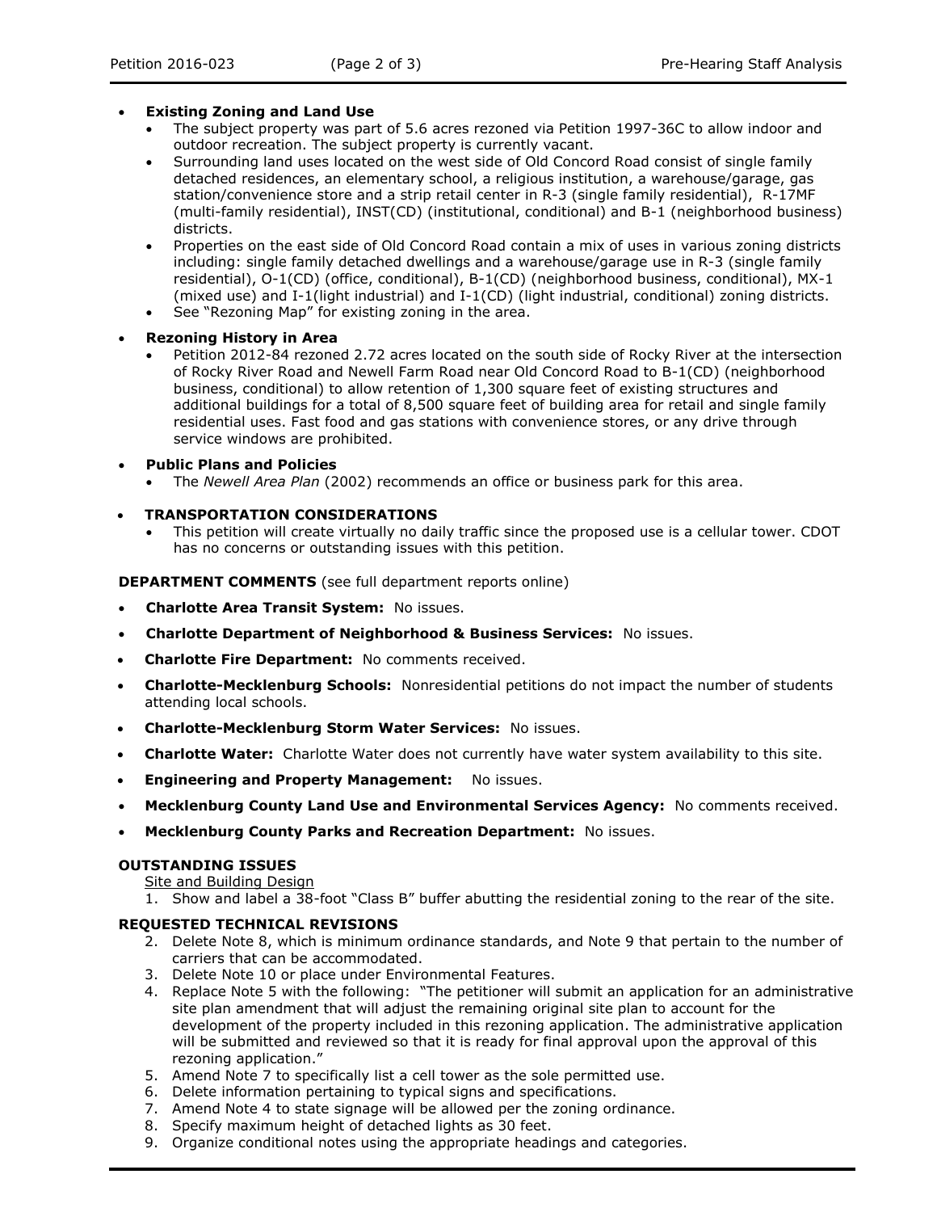- **Existing Zoning and Land Use**
  - The subject property was part of 5.6 acres rezoned via Petition 1997-36C to allow indoor and outdoor recreation. The subject property is currently vacant.
  - Surrounding land uses located on the west side of Old Concord Road consist of single family detached residences, an elementary school, a religious institution, a warehouse/garage, gas station/convenience store and a strip retail center in R-3 (single family residential), R-17MF (multi-family residential), INST(CD) (institutional, conditional) and B-1 (neighborhood business) districts.
  - Properties on the east side of Old Concord Road contain a mix of uses in various zoning districts including: single family detached dwellings and a warehouse/garage use in R-3 (single family residential), O-1(CD) (office, conditional), B-1(CD) (neighborhood business, conditional), MX-1 (mixed use) and I-1(light industrial) and I-1(CD) (light industrial, conditional) zoning districts.
  - See "Rezoning Map" for existing zoning in the area.

- **Rezoning History in Area**
  - Petition 2012-84 rezoned 2.72 acres located on the south side of Rocky River at the intersection of Rocky River Road and Newell Farm Road near Old Concord Road to B-1(CD) (neighborhood business, conditional) to allow retention of 1,300 square feet of existing structures and additional buildings for a total of 8,500 square feet of building area for retail and single family residential uses. Fast food and gas stations with convenience stores, or any drive through service windows are prohibited.

- **Public Plans and Policies**
  - The *Newell Area Plan* (2002) recommends an office or business park for this area.

- **TRANSPORTATION CONSIDERATIONS**
  - This petition will create virtually no daily traffic since the proposed use is a cellular tower. CDOT has no concerns or outstanding issues with this petition.

**DEPARTMENT COMMENTS** (see full department reports online)

- **Charlotte Area Transit System:** No issues.
- **Charlotte Department of Neighborhood & Business Services:** No issues.
- **Charlotte Fire Department:** No comments received.
- **Charlotte-Mecklenburg Schools:** Nonresidential petitions do not impact the number of students attending local schools.
- **Charlotte-Mecklenburg Storm Water Services:** No issues.
- **Charlotte Water:** Charlotte Water does not currently have water system availability to this site.
- **Engineering and Property Management:** No issues.
- **Mecklenburg County Land Use and Environmental Services Agency:** No comments received.
- **Mecklenburg County Parks and Recreation Department:** No issues.

**OUTSTANDING ISSUES**

Site and Building Design

1. Show and label a 38-foot "Class B" buffer abutting the residential zoning to the rear of the site.

**REQUESTED TECHNICAL REVISIONS**

2. Delete Note 8, which is minimum ordinance standards, and Note 9 that pertain to the number of carriers that can be accommodated.
3. Delete Note 10 or place under Environmental Features.
4. Replace Note 5 with the following: "The petitioner will submit an application for an administrative site plan amendment that will adjust the remaining original site plan to account for the development of the property included in this rezoning application. The administrative application will be submitted and reviewed so that it is ready for final approval upon the approval of this rezoning application."
5. Amend Note 7 to specifically list a cell tower as the sole permitted use.
6. Delete information pertaining to typical signs and specifications.
7. Amend Note 4 to state signage will be allowed per the zoning ordinance.
8. Specify maximum height of detached lights as 30 feet.
9. Organize conditional notes using the appropriate headings and categories.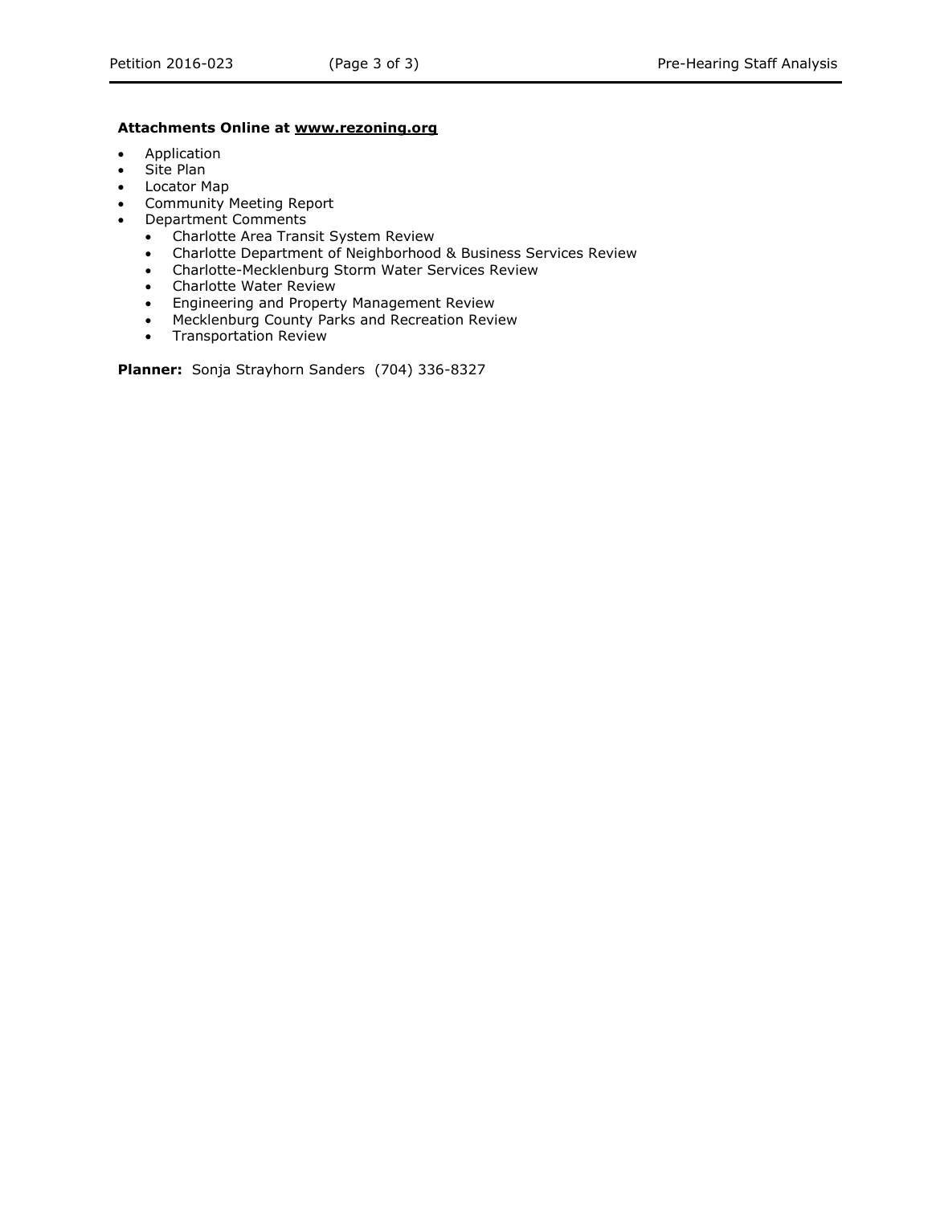**Attachments Online at www.rezoning.org**

- Application
- Site Plan
- Locator Map
- Community Meeting Report
- Department Comments
    - Charlotte Area Transit System Review
    - Charlotte Department of Neighborhood & Business Services Review
    - Charlotte-Mecklenburg Storm Water Services Review
    - Charlotte Water Review
    - Engineering and Property Management Review
    - Mecklenburg County Parks and Recreation Review
    - Transportation Review

**Planner:** Sonja Strayhorn Sanders (704) 336-8327